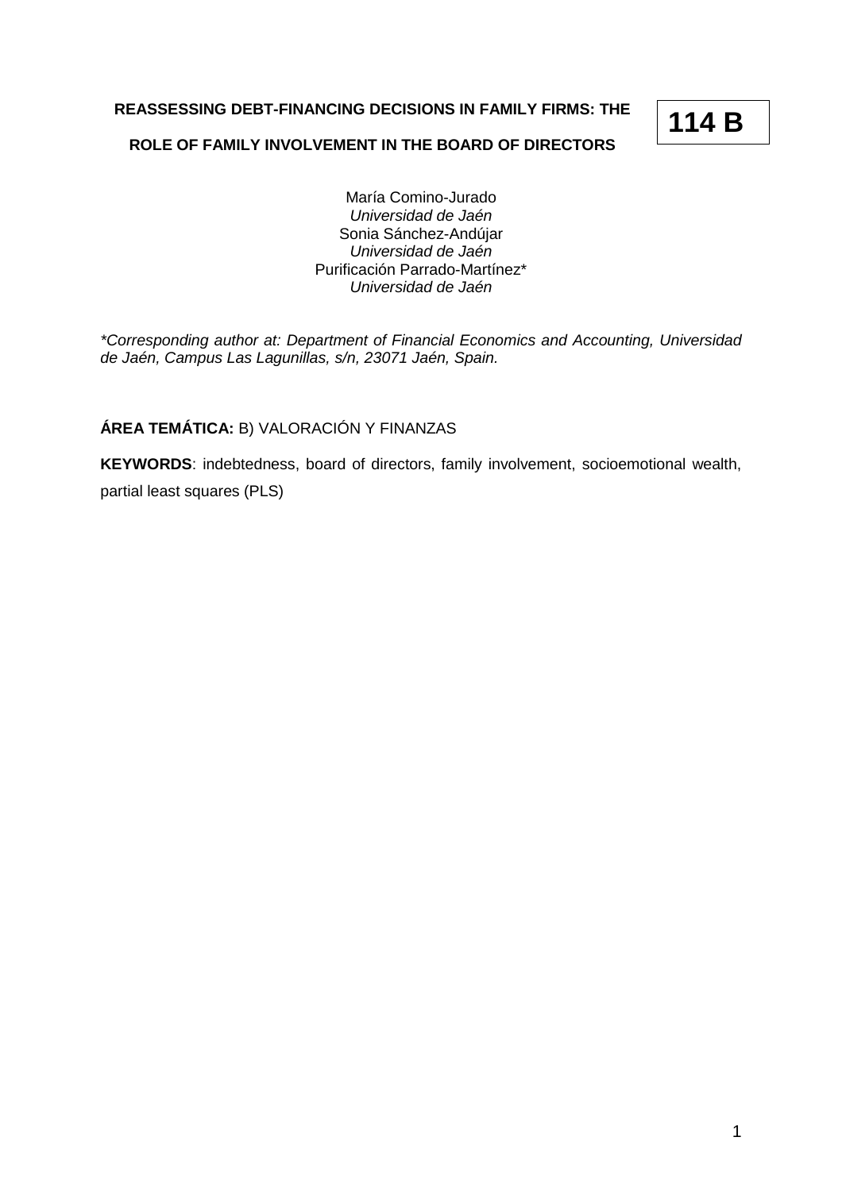# REASSESSING DEBT-FINANCING DECISIONS IN FAMILY FIRMS: THE ROLE OF FAMILY INVOLVEMENT IN THE BOARD OF DIRECTORS

**114 B**

María Comino-Jurado
*Universidad de Jaén*
Sonia Sánchez-Andújar
*Universidad de Jaén*
Purificación Parrado-Martínez*
*Universidad de Jaén*

*\*Corresponding author at: Department of Financial Economics and Accounting, Universidad de Jaén, Campus Las Lagunillas, s/n, 23071 Jaén, Spain.*

**ÁREA TEMÁTICA:** B) VALORACIÓN Y FINANZAS

**KEYWORDS**: indebtedness, board of directors, family involvement, socioemotional wealth, partial least squares (PLS)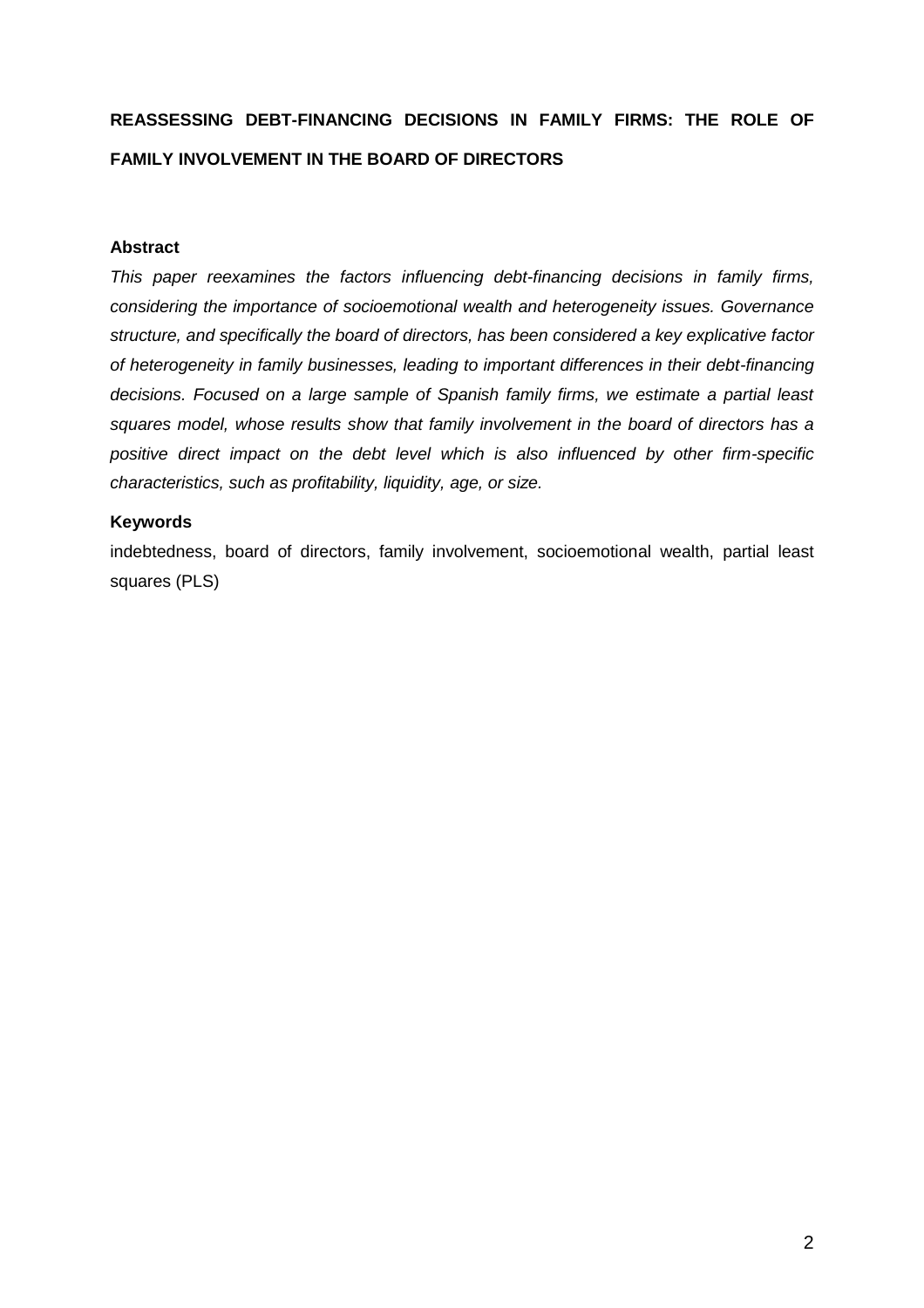# REASSESSING DEBT-FINANCING DECISIONS IN FAMILY FIRMS: THE ROLE OF FAMILY INVOLVEMENT IN THE BOARD OF DIRECTORS

## Abstract

*This paper reexamines the factors influencing debt-financing decisions in family firms, considering the importance of socioemotional wealth and heterogeneity issues. Governance structure, and specifically the board of directors, has been considered a key explicative factor of heterogeneity in family businesses, leading to important differences in their debt-financing decisions. Focused on a large sample of Spanish family firms, we estimate a partial least squares model, whose results show that family involvement in the board of directors has a positive direct impact on the debt level which is also influenced by other firm-specific characteristics, such as profitability, liquidity, age, or size.*

## Keywords

indebtedness, board of directors, family involvement, socioemotional wealth, partial least squares (PLS)